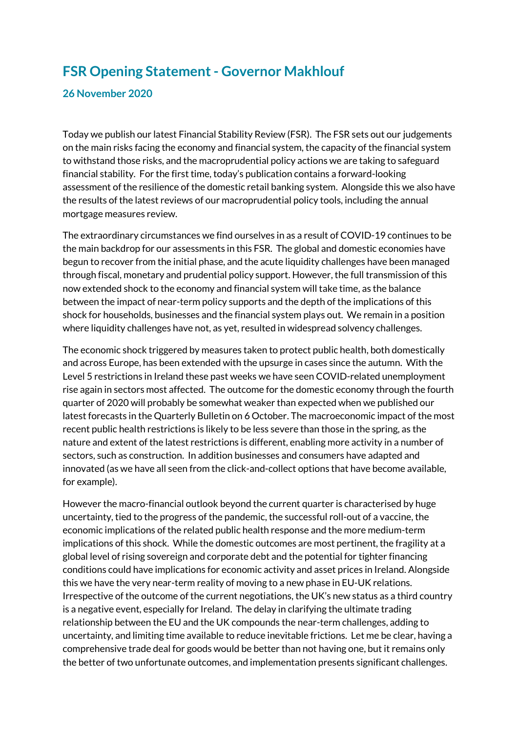# FSR Opening Statement - Governor Makhlouf

## 26 November 2020

Today we publish our latest Financial Stability Review (FSR). The FSR sets out our judgements on the main risks facing the economy and financial system, the capacity of the financial system to withstand those risks, and the macroprudential policy actions we are taking to safeguard financial stability. For the first time, today's publication contains a forward-looking assessment of the resilience of the domestic retail banking system. Alongside this we also have the results of the latest reviews of our macroprudential policy tools, including the annual mortgage measures review.

The extraordinary circumstances we find ourselves in as a result of COVID-19 continues to be the main backdrop for our assessments in this FSR. The global and domestic economies have begun to recover from the initial phase, and the acute liquidity challenges have been managed through fiscal, monetary and prudential policy support. However, the full transmission of this now extended shock to the economy and financial system will take time, as the balance between the impact of near-term policy supports and the depth of the implications of this shock for households, businesses and the financial system plays out. We remain in a position where liquidity challenges have not, as yet, resulted in widespread solvency challenges.

The economic shock triggered by measures taken to protect public health, both domestically and across Europe, has been extended with the upsurge in cases since the autumn. With the Level 5 restrictions in Ireland these past weeks we have seen COVID-related unemployment rise again in sectors most affected. The outcome for the domestic economy through the fourth quarter of 2020 will probably be somewhat weaker than expected when we published our latest forecasts in the Quarterly Bulletin on 6 October. The macroeconomic impact of the most recent public health restrictions is likely to be less severe than those in the spring, as the nature and extent of the latest restrictions is different, enabling more activity in a number of sectors, such as construction. In addition businesses and consumers have adapted and innovated (as we have all seen from the click-and-collect options that have become available, for example).

However the macro-financial outlook beyond the current quarter is characterised by huge uncertainty, tied to the progress of the pandemic, the successful roll-out of a vaccine, the economic implications of the related public health response and the more medium-term implications of this shock. While the domestic outcomes are most pertinent, the fragility at a global level of rising sovereign and corporate debt and the potential for tighter financing conditions could have implications for economic activity and asset prices in Ireland. Alongside this we have the very near-term reality of moving to a new phase in EU-UK relations. Irrespective of the outcome of the current negotiations, the UK's new status as a third country is a negative event, especially for Ireland. The delay in clarifying the ultimate trading relationship between the EU and the UK compounds the near-term challenges, adding to uncertainty, and limiting time available to reduce inevitable frictions. Let me be clear, having a comprehensive trade deal for goods would be better than not having one, but it remains only the better of two unfortunate outcomes, and implementation presents significant challenges.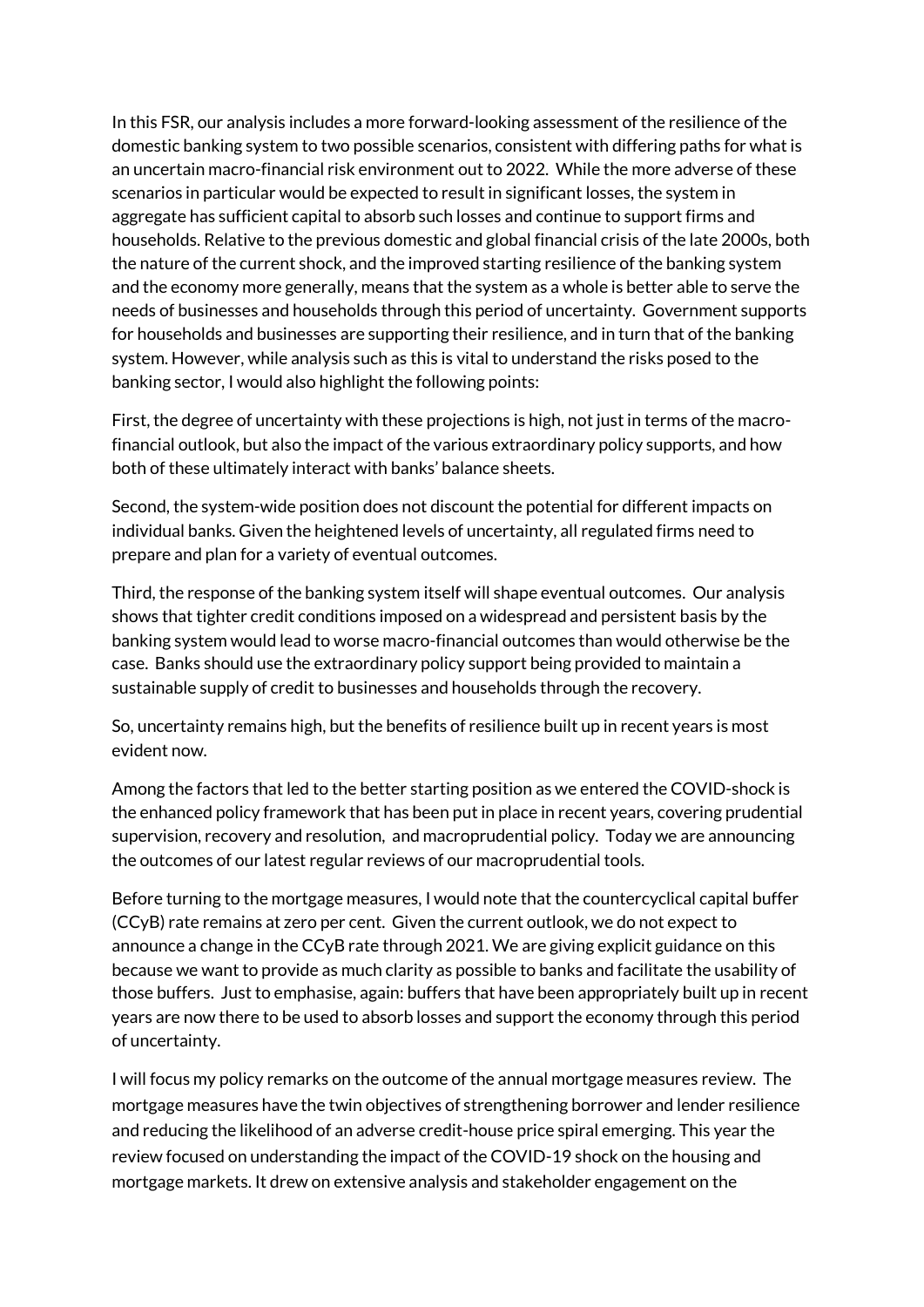In this FSR, our analysis includes a more forward-looking assessment of the resilience of the domestic banking system to two possible scenarios, consistent with differing paths for what is an uncertain macro-financial risk environment out to 2022. While the more adverse of these scenarios in particular would be expected to result in significant losses, the system in aggregate has sufficient capital to absorb such losses and continue to support firms and households. Relative to the previous domestic and global financial crisis of the late 2000s, both the nature of the current shock, and the improved starting resilience of the banking system and the economy more generally, means that the system as a whole is better able to serve the needs of businesses and households through this period of uncertainty. Government supports for households and businesses are supporting their resilience, and in turn that of the banking system. However, while analysis such as this is vital to understand the risks posed to the banking sector, I would also highlight the following points:

First, the degree of uncertainty with these projections is high, not just in terms of the macro-financial outlook, but also the impact of the various extraordinary policy supports, and how both of these ultimately interact with banks' balance sheets.

Second, the system-wide position does not discount the potential for different impacts on individual banks. Given the heightened levels of uncertainty, all regulated firms need to prepare and plan for a variety of eventual outcomes.

Third, the response of the banking system itself will shape eventual outcomes. Our analysis shows that tighter credit conditions imposed on a widespread and persistent basis by the banking system would lead to worse macro-financial outcomes than would otherwise be the case. Banks should use the extraordinary policy support being provided to maintain a sustainable supply of credit to businesses and households through the recovery.

So, uncertainty remains high, but the benefits of resilience built up in recent years is most evident now.

Among the factors that led to the better starting position as we entered the COVID-shock is the enhanced policy framework that has been put in place in recent years, covering prudential supervision, recovery and resolution, and macroprudential policy. Today we are announcing the outcomes of our latest regular reviews of our macroprudential tools.

Before turning to the mortgage measures, I would note that the countercyclical capital buffer (CCyB) rate remains at zero per cent. Given the current outlook, we do not expect to announce a change in the CCyB rate through 2021. We are giving explicit guidance on this because we want to provide as much clarity as possible to banks and facilitate the usability of those buffers. Just to emphasise, again: buffers that have been appropriately built up in recent years are now there to be used to absorb losses and support the economy through this period of uncertainty.

I will focus my policy remarks on the outcome of the annual mortgage measures review. The mortgage measures have the twin objectives of strengthening borrower and lender resilience and reducing the likelihood of an adverse credit-house price spiral emerging. This year the review focused on understanding the impact of the COVID-19 shock on the housing and mortgage markets. It drew on extensive analysis and stakeholder engagement on the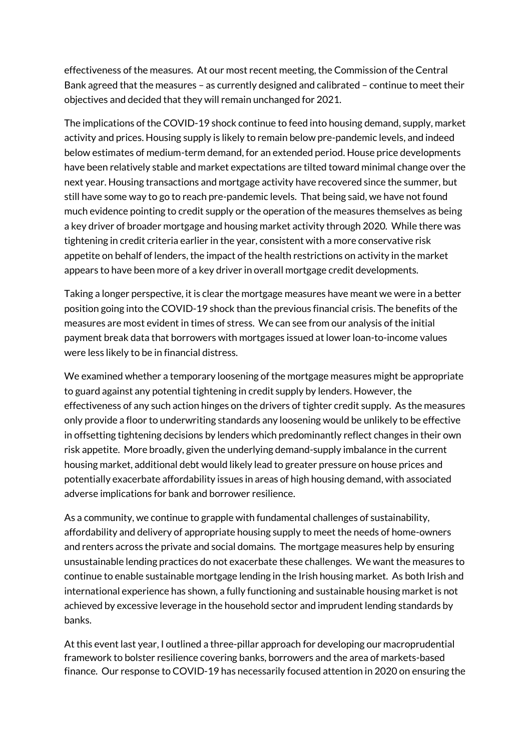effectiveness of the measures. At our most recent meeting, the Commission of the Central Bank agreed that the measures – as currently designed and calibrated – continue to meet their objectives and decided that they will remain unchanged for 2021.

The implications of the COVID-19 shock continue to feed into housing demand, supply, market activity and prices. Housing supply is likely to remain below pre-pandemic levels, and indeed below estimates of medium-term demand, for an extended period. House price developments have been relatively stable and market expectations are tilted toward minimal change over the next year. Housing transactions and mortgage activity have recovered since the summer, but still have some way to go to reach pre-pandemic levels. That being said, we have not found much evidence pointing to credit supply or the operation of the measures themselves as being a key driver of broader mortgage and housing market activity through 2020. While there was tightening in credit criteria earlier in the year, consistent with a more conservative risk appetite on behalf of lenders, the impact of the health restrictions on activity in the market appears to have been more of a key driver in overall mortgage credit developments.

Taking a longer perspective, it is clear the mortgage measures have meant we were in a better position going into the COVID-19 shock than the previous financial crisis. The benefits of the measures are most evident in times of stress. We can see from our analysis of the initial payment break data that borrowers with mortgages issued at lower loan-to-income values were less likely to be in financial distress.

We examined whether a temporary loosening of the mortgage measures might be appropriate to guard against any potential tightening in credit supply by lenders. However, the effectiveness of any such action hinges on the drivers of tighter credit supply. As the measures only provide a floor to underwriting standards any loosening would be unlikely to be effective in offsetting tightening decisions by lenders which predominantly reflect changes in their own risk appetite. More broadly, given the underlying demand-supply imbalance in the current housing market, additional debt would likely lead to greater pressure on house prices and potentially exacerbate affordability issues in areas of high housing demand, with associated adverse implications for bank and borrower resilience.

As a community, we continue to grapple with fundamental challenges of sustainability, affordability and delivery of appropriate housing supply to meet the needs of home-owners and renters across the private and social domains. The mortgage measures help by ensuring unsustainable lending practices do not exacerbate these challenges. We want the measures to continue to enable sustainable mortgage lending in the Irish housing market. As both Irish and international experience has shown, a fully functioning and sustainable housing market is not achieved by excessive leverage in the household sector and imprudent lending standards by banks.

At this event last year, I outlined a three-pillar approach for developing our macroprudential framework to bolster resilience covering banks, borrowers and the area of markets-based finance. Our response to COVID-19 has necessarily focused attention in 2020 on ensuring the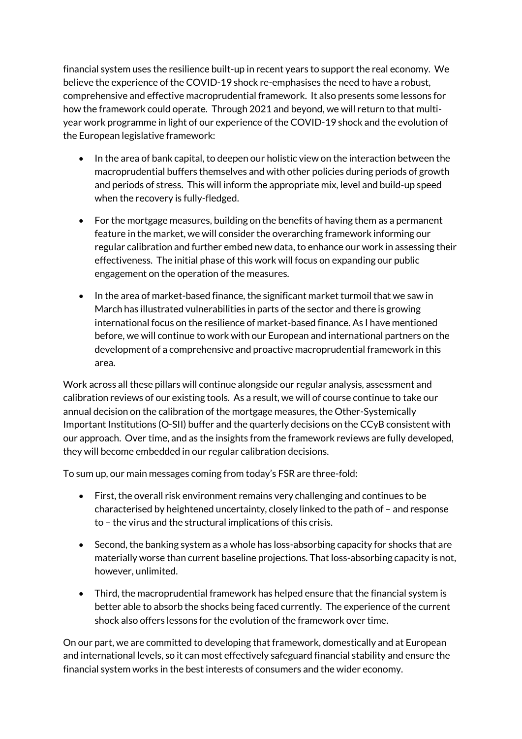financial system uses the resilience built-up in recent years to support the real economy. We believe the experience of the COVID-19 shock re-emphasises the need to have a robust, comprehensive and effective macroprudential framework. It also presents some lessons for how the framework could operate. Through 2021 and beyond, we will return to that multi-year work programme in light of our experience of the COVID-19 shock and the evolution of the European legislative framework:

- In the area of bank capital, to deepen our holistic view on the interaction between the macroprudential buffers themselves and with other policies during periods of growth and periods of stress. This will inform the appropriate mix, level and build-up speed when the recovery is fully-fledged.
- For the mortgage measures, building on the benefits of having them as a permanent feature in the market, we will consider the overarching framework informing our regular calibration and further embed new data, to enhance our work in assessing their effectiveness. The initial phase of this work will focus on expanding our public engagement on the operation of the measures.
- In the area of market-based finance, the significant market turmoil that we saw in March has illustrated vulnerabilities in parts of the sector and there is growing international focus on the resilience of market-based finance. As I have mentioned before, we will continue to work with our European and international partners on the development of a comprehensive and proactive macroprudential framework in this area.

Work across all these pillars will continue alongside our regular analysis, assessment and calibration reviews of our existing tools. As a result, we will of course continue to take our annual decision on the calibration of the mortgage measures, the Other-Systemically Important Institutions (O-SII) buffer and the quarterly decisions on the CCyB consistent with our approach. Over time, and as the insights from the framework reviews are fully developed, they will become embedded in our regular calibration decisions.

To sum up, our main messages coming from today's FSR are three-fold:

- First, the overall risk environment remains very challenging and continues to be characterised by heightened uncertainty, closely linked to the path of – and response to – the virus and the structural implications of this crisis.
- Second, the banking system as a whole has loss-absorbing capacity for shocks that are materially worse than current baseline projections. That loss-absorbing capacity is not, however, unlimited.
- Third, the macroprudential framework has helped ensure that the financial system is better able to absorb the shocks being faced currently. The experience of the current shock also offers lessons for the evolution of the framework over time.

On our part, we are committed to developing that framework, domestically and at European and international levels, so it can most effectively safeguard financial stability and ensure the financial system works in the best interests of consumers and the wider economy.